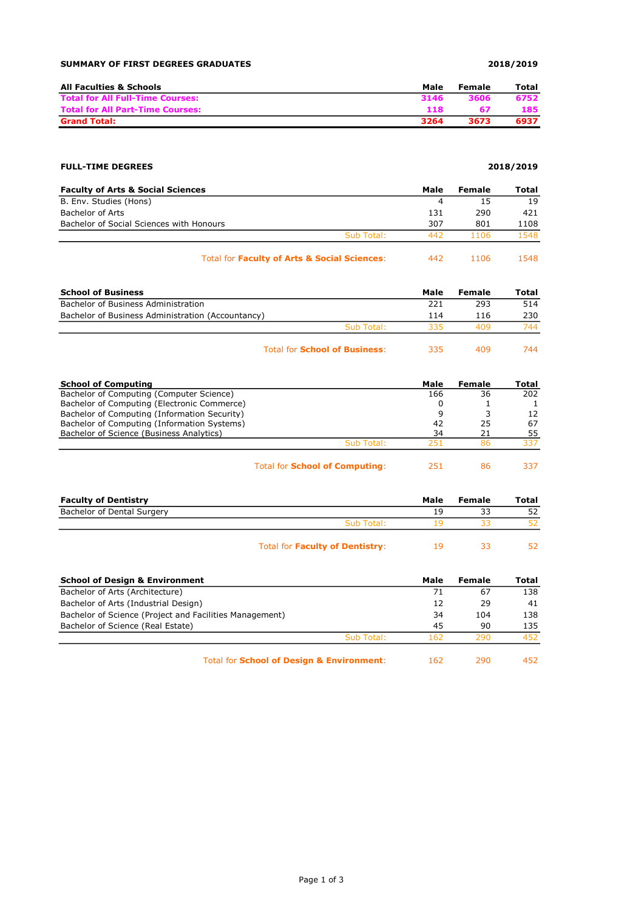**SUMMARY OF FIRST DEGREES GRADUATES** **2018/2019**

| All Faculties & Schools | Male | Female | Total |
|---|---|---|---|
| **Total for All Full-Time Courses:** | **3146** | **3606** | **6752** |
| **Total for All Part-Time Courses:** | **118** | **67** | **185** |
| **Grand Total:** | **3264** | **3673** | **6937** |

**FULL-TIME DEGREES** **2018/2019**

| Faculty of Arts & Social Sciences | Male | Female | Total |
|---|---|---|---|
| B. Env. Studies (Hons) | 4 | 15 | 19 |
| Bachelor of Arts | 131 | 290 | 421 |
| Bachelor of Social Sciences with Honours | 307 | 801 | 1108 |
| Sub Total: | 442 | 1106 | 1548 |
| Total for **Faculty of Arts & Social Sciences**: | 442 | 1106 | 1548 |

| School of Business | Male | Female | Total |
|---|---|---|---|
| Bachelor of Business Administration | 221 | 293 | 514 |
| Bachelor of Business Administration (Accountancy) | 114 | 116 | 230 |
| Sub Total: | 335 | 409 | 744 |
| Total for **School of Business**: | 335 | 409 | 744 |

| School of Computing | Male | Female | Total |
|---|---|---|---|
| Bachelor of Computing (Computer Science) | 166 | 36 | 202 |
| Bachelor of Computing (Electronic Commerce) | 0 | 1 | 1 |
| Bachelor of Computing (Information Security) | 9 | 3 | 12 |
| Bachelor of Computing (Information Systems) | 42 | 25 | 67 |
| Bachelor of Science (Business Analytics) | 34 | 21 | 55 |
| Sub Total: | 251 | 86 | 337 |
| Total for **School of Computing**: | 251 | 86 | 337 |

| Faculty of Dentistry | Male | Female | Total |
|---|---|---|---|
| Bachelor of Dental Surgery | 19 | 33 | 52 |
| Sub Total: | 19 | 33 | 52 |
| Total for **Faculty of Dentistry**: | 19 | 33 | 52 |

| School of Design & Environment | Male | Female | Total |
|---|---|---|---|
| Bachelor of Arts (Architecture) | 71 | 67 | 138 |
| Bachelor of Arts (Industrial Design) | 12 | 29 | 41 |
| Bachelor of Science (Project and Facilities Management) | 34 | 104 | 138 |
| Bachelor of Science (Real Estate) | 45 | 90 | 135 |
| Sub Total: | 162 | 290 | 452 |
| Total for **School of Design & Environment**: | 162 | 290 | 452 |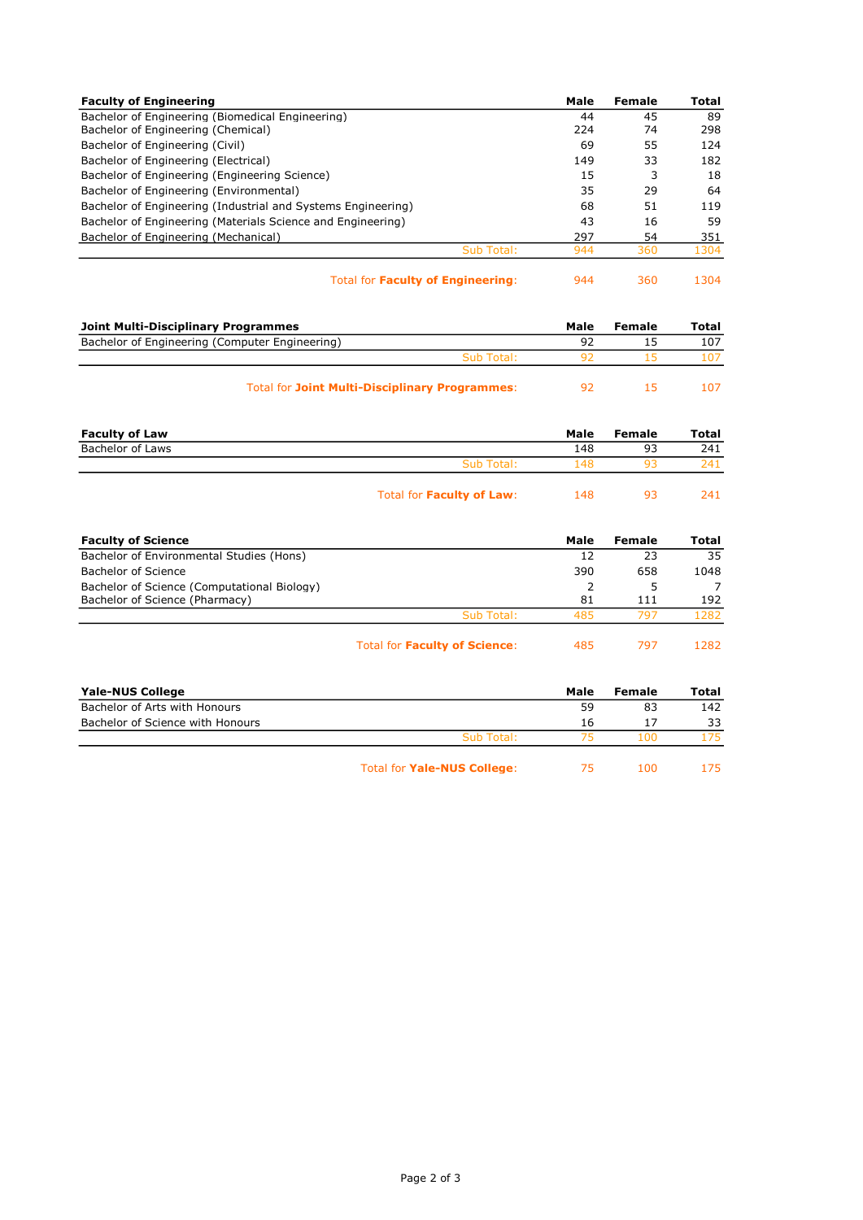| Faculty of Engineering | Male | Female | Total |
|---|---|---|---|
| Bachelor of Engineering (Biomedical Engineering) | 44 | 45 | 89 |
| Bachelor of Engineering (Chemical) | 224 | 74 | 298 |
| Bachelor of Engineering (Civil) | 69 | 55 | 124 |
| Bachelor of Engineering (Electrical) | 149 | 33 | 182 |
| Bachelor of Engineering (Engineering Science) | 15 | 3 | 18 |
| Bachelor of Engineering (Environmental) | 35 | 29 | 64 |
| Bachelor of Engineering (Industrial and Systems Engineering) | 68 | 51 | 119 |
| Bachelor of Engineering (Materials Science and Engineering) | 43 | 16 | 59 |
| Bachelor of Engineering (Mechanical) | 297 | 54 | 351 |
| Sub Total: | 944 | 360 | 1304 |
| Total for **Faculty of Engineering**: | 944 | 360 | 1304 |

| Joint Multi-Disciplinary Programmes | Male | Female | Total |
|---|---|---|---|
| Bachelor of Engineering (Computer Engineering) | 92 | 15 | 107 |
| Sub Total: | 92 | 15 | 107 |
| Total for **Joint Multi-Disciplinary Programmes**: | 92 | 15 | 107 |

| Faculty of Law | Male | Female | Total |
|---|---|---|---|
| Bachelor of Laws | 148 | 93 | 241 |
| Sub Total: | 148 | 93 | 241 |
| Total for **Faculty of Law**: | 148 | 93 | 241 |

| Faculty of Science | Male | Female | Total |
|---|---|---|---|
| Bachelor of Environmental Studies (Hons) | 12 | 23 | 35 |
| Bachelor of Science | 390 | 658 | 1048 |
| Bachelor of Science (Computational Biology) | 2 | 5 | 7 |
| Bachelor of Science (Pharmacy) | 81 | 111 | 192 |
| Sub Total: | 485 | 797 | 1282 |
| Total for **Faculty of Science**: | 485 | 797 | 1282 |

| Yale-NUS College | Male | Female | Total |
|---|---|---|---|
| Bachelor of Arts with Honours | 59 | 83 | 142 |
| Bachelor of Science with Honours | 16 | 17 | 33 |
| Sub Total: | 75 | 100 | 175 |
| Total for **Yale-NUS College**: | 75 | 100 | 175 |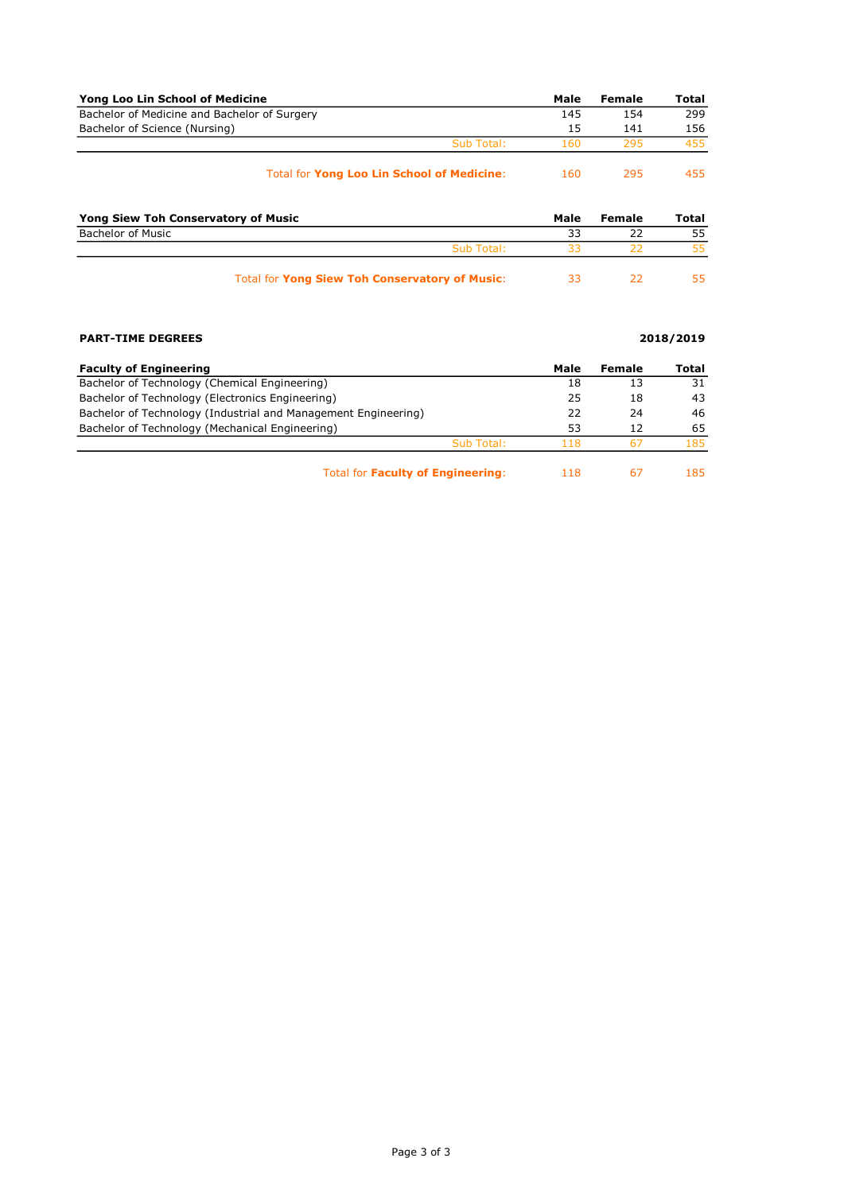| Yong Loo Lin School of Medicine | Male | Female | Total |
|---|---|---|---|
| Bachelor of Medicine and Bachelor of Surgery | 145 | 154 | 299 |
| Bachelor of Science (Nursing) | 15 | 141 | 156 |
| Sub Total: | 160 | 295 | 455 |
| Total for **Yong Loo Lin School of Medicine**: | 160 | 295 | 455 |

| Yong Siew Toh Conservatory of Music | Male | Female | Total |
|---|---|---|---|
| Bachelor of Music | 33 | 22 | 55 |
| Sub Total: | 33 | 22 | 55 |
| Total for **Yong Siew Toh Conservatory of Music**: | 33 | 22 | 55 |

**PART-TIME DEGREES** **2018/2019**

| Faculty of Engineering | Male | Female | Total |
|---|---|---|---|
| Bachelor of Technology (Chemical Engineering) | 18 | 13 | 31 |
| Bachelor of Technology (Electronics Engineering) | 25 | 18 | 43 |
| Bachelor of Technology (Industrial and Management Engineering) | 22 | 24 | 46 |
| Bachelor of Technology (Mechanical Engineering) | 53 | 12 | 65 |
| Sub Total: | 118 | 67 | 185 |
| Total for **Faculty of Engineering**: | 118 | 67 | 185 |